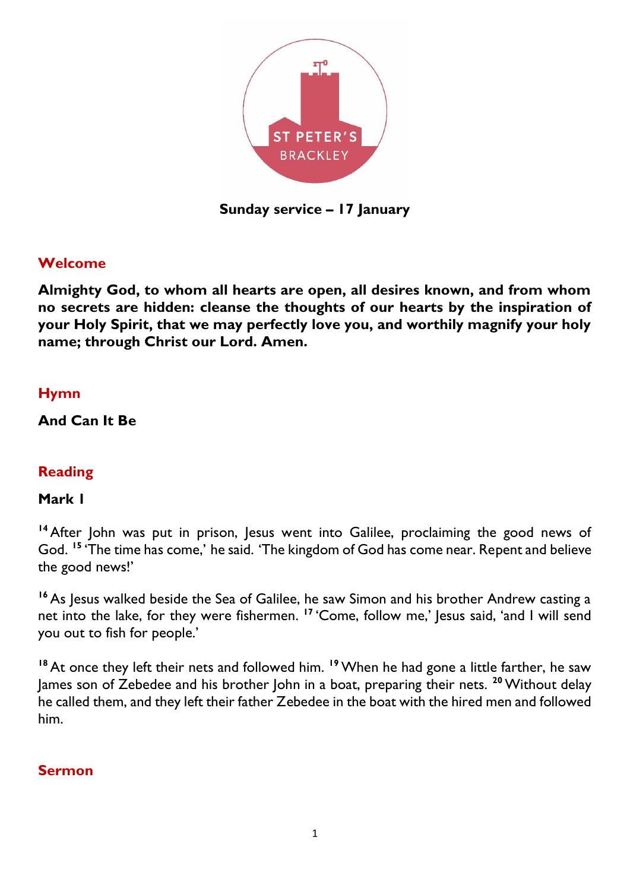ST PETER'S
BRACKLEY

**Sunday service – 17 January**

## Welcome

**Almighty God, to whom all hearts are open, all desires known, and from whom no secrets are hidden: cleanse the thoughts of our hearts by the inspiration of your Holy Spirit, that we may perfectly love you, and worthily magnify your holy name; through Christ our Lord. Amen.**

## Hymn

**And Can It Be**

## Reading

**Mark 1**

[14] After John was put in prison, Jesus went into Galilee, proclaiming the good news of God. [15] 'The time has come,' he said. 'The kingdom of God has come near. Repent and believe the good news!'

[16] As Jesus walked beside the Sea of Galilee, he saw Simon and his brother Andrew casting a net into the lake, for they were fishermen. [17] 'Come, follow me,' Jesus said, 'and I will send you out to fish for people.'

[18] At once they left their nets and followed him. [19] When he had gone a little farther, he saw James son of Zebedee and his brother John in a boat, preparing their nets. [20] Without delay he called them, and they left their father Zebedee in the boat with the hired men and followed him.

## Sermon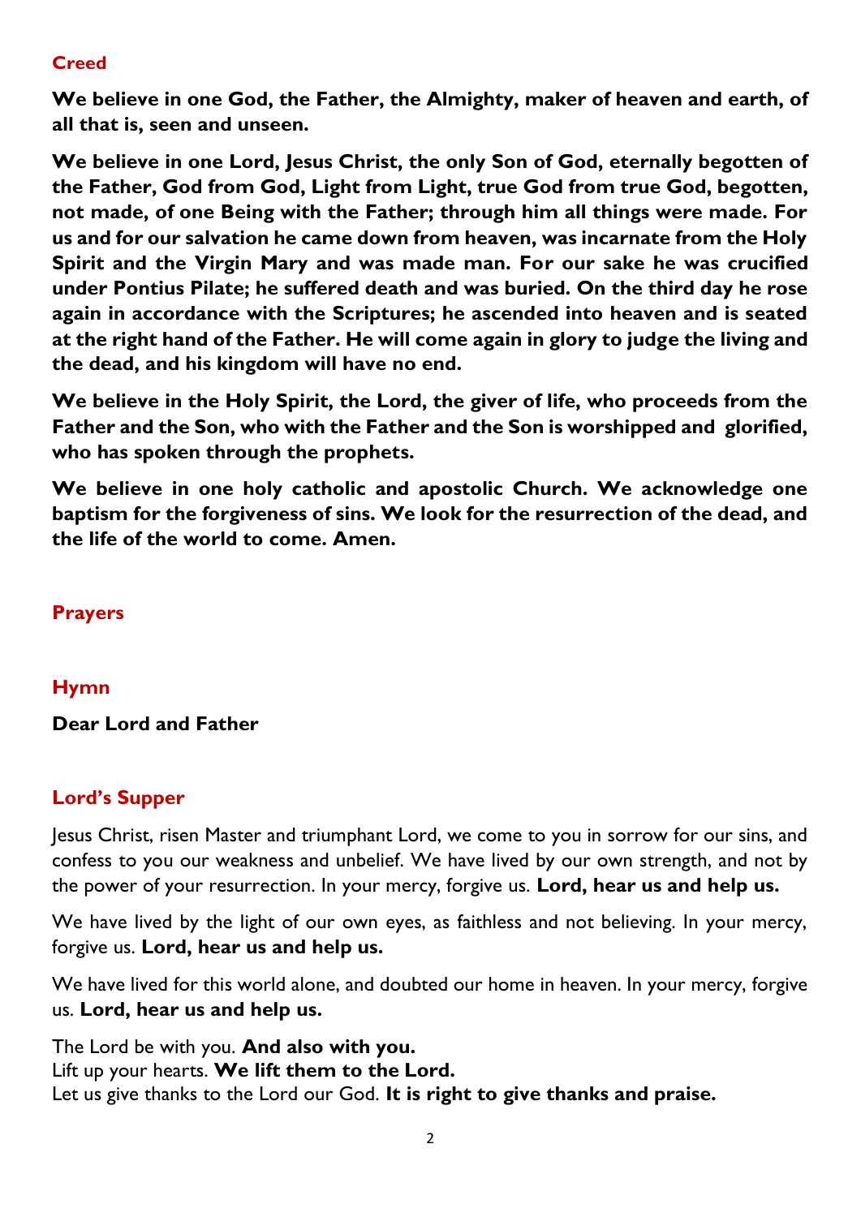## Creed

**We believe in one God, the Father, the Almighty, maker of heaven and earth, of all that is, seen and unseen.**

**We believe in one Lord, Jesus Christ, the only Son of God, eternally begotten of the Father, God from God, Light from Light, true God from true God, begotten, not made, of one Being with the Father; through him all things were made. For us and for our salvation he came down from heaven, was incarnate from the Holy Spirit and the Virgin Mary and was made man. For our sake he was crucified under Pontius Pilate; he suffered death and was buried. On the third day he rose again in accordance with the Scriptures; he ascended into heaven and is seated at the right hand of the Father. He will come again in glory to judge the living and the dead, and his kingdom will have no end.**

**We believe in the Holy Spirit, the Lord, the giver of life, who proceeds from the Father and the Son, who with the Father and the Son is worshipped and glorified, who has spoken through the prophets.**

**We believe in one holy catholic and apostolic Church. We acknowledge one baptism for the forgiveness of sins. We look for the resurrection of the dead, and the life of the world to come. Amen.**

## Prayers

## Hymn

**Dear Lord and Father**

## Lord's Supper

Jesus Christ, risen Master and triumphant Lord, we come to you in sorrow for our sins, and confess to you our weakness and unbelief. We have lived by our own strength, and not by the power of your resurrection. In your mercy, forgive us. **Lord, hear us and help us.**

We have lived by the light of our own eyes, as faithless and not believing. In your mercy, forgive us. **Lord, hear us and help us.**

We have lived for this world alone, and doubted our home in heaven. In your mercy, forgive us. **Lord, hear us and help us.**

The Lord be with you. **And also with you.**
Lift up your hearts. **We lift them to the Lord.**
Let us give thanks to the Lord our God. **It is right to give thanks and praise.**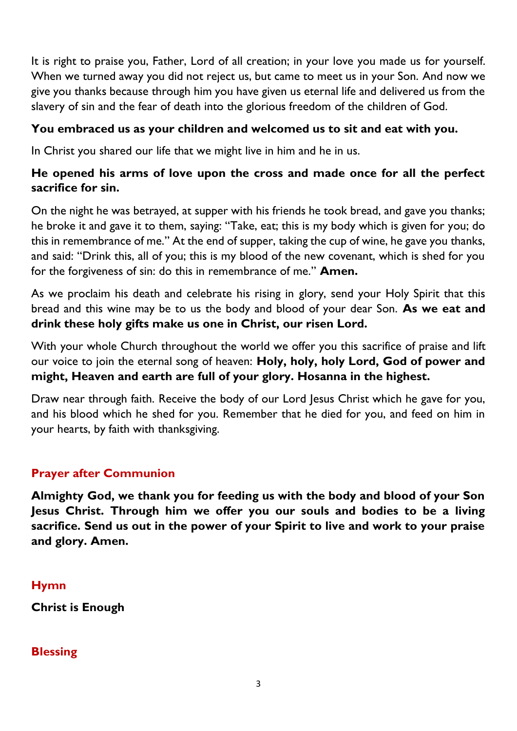It is right to praise you, Father, Lord of all creation; in your love you made us for yourself. When we turned away you did not reject us, but came to meet us in your Son. And now we give you thanks because through him you have given us eternal life and delivered us from the slavery of sin and the fear of death into the glorious freedom of the children of God.

**You embraced us as your children and welcomed us to sit and eat with you.**

In Christ you shared our life that we might live in him and he in us.

**He opened his arms of love upon the cross and made once for all the perfect sacrifice for sin.**

On the night he was betrayed, at supper with his friends he took bread, and gave you thanks; he broke it and gave it to them, saying: "Take, eat; this is my body which is given for you; do this in remembrance of me." At the end of supper, taking the cup of wine, he gave you thanks, and said: "Drink this, all of you; this is my blood of the new covenant, which is shed for you for the forgiveness of sin: do this in remembrance of me." **Amen.**

As we proclaim his death and celebrate his rising in glory, send your Holy Spirit that this bread and this wine may be to us the body and blood of your dear Son. **As we eat and drink these holy gifts make us one in Christ, our risen Lord.**

With your whole Church throughout the world we offer you this sacrifice of praise and lift our voice to join the eternal song of heaven: **Holy, holy, holy Lord, God of power and might, Heaven and earth are full of your glory. Hosanna in the highest.**

Draw near through faith. Receive the body of our Lord Jesus Christ which he gave for you, and his blood which he shed for you. Remember that he died for you, and feed on him in your hearts, by faith with thanksgiving.

## Prayer after Communion

**Almighty God, we thank you for feeding us with the body and blood of your Son Jesus Christ. Through him we offer you our souls and bodies to be a living sacrifice. Send us out in the power of your Spirit to live and work to your praise and glory. Amen.**

## Hymn

**Christ is Enough**

## Blessing